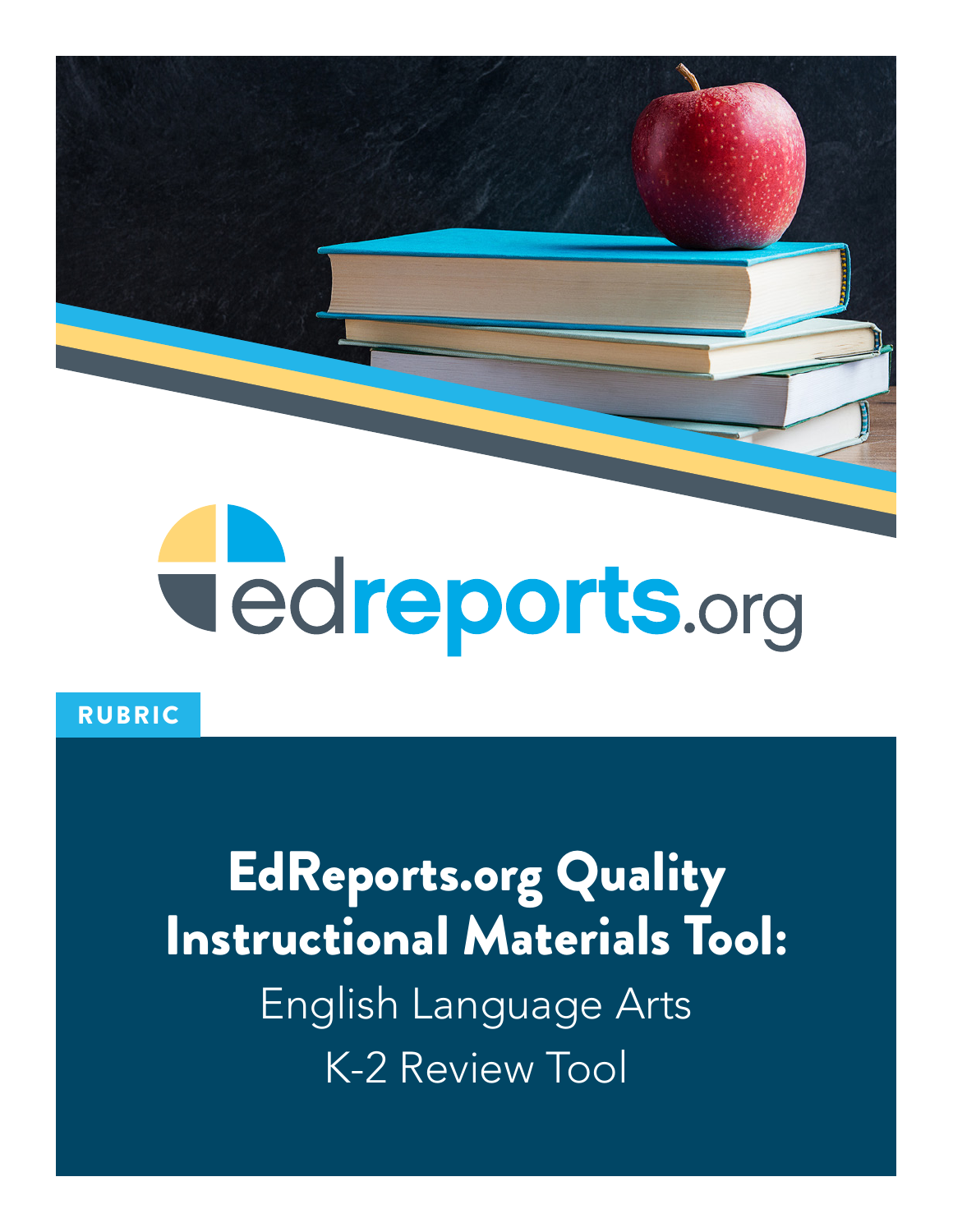edreports.org

RUBRIC

# EdReports.org Quality Instructional Materials Tool:

## English Language Arts
## K-2 Review Tool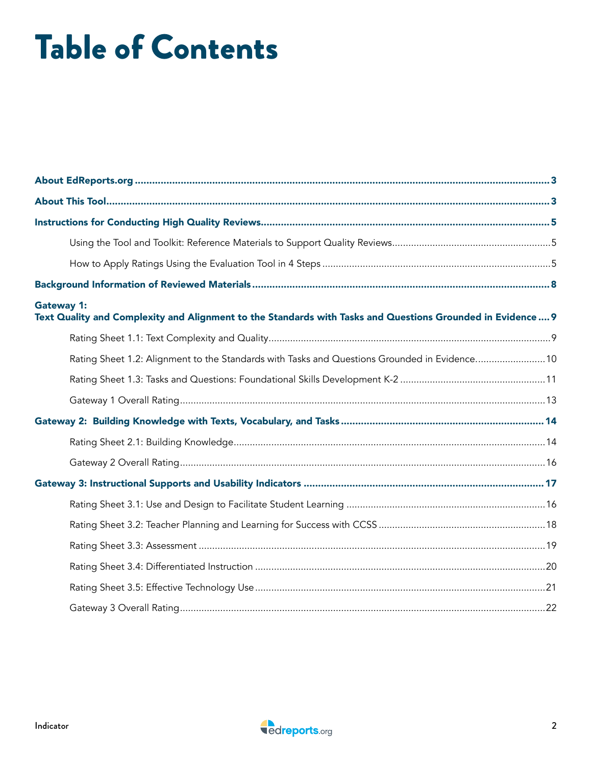# Table of Contents

**About EdReports.org** ..... 3

**About This Tool** ..... 3

**Instructions for Conducting High Quality Reviews** ..... 5

- Using the Tool and Toolkit: Reference Materials to Support Quality Reviews ..... 5
- How to Apply Ratings Using the Evaluation Tool in 4 Steps ..... 5

**Background Information of Reviewed Materials** ..... 8

**Gateway 1:**
**Text Quality and Complexity and Alignment to the Standards with Tasks and Questions Grounded in Evidence** ..... 9

- Rating Sheet 1.1: Text Complexity and Quality ..... 9
- Rating Sheet 1.2: Alignment to the Standards with Tasks and Questions Grounded in Evidence ..... 10
- Rating Sheet 1.3: Tasks and Questions: Foundational Skills Development K-2 ..... 11
- Gateway 1 Overall Rating ..... 13

**Gateway 2: Building Knowledge with Texts, Vocabulary, and Tasks** ..... 14

- Rating Sheet 2.1: Building Knowledge ..... 14
- Gateway 2 Overall Rating ..... 16

**Gateway 3: Instructional Supports and Usability Indicators** ..... 17

- Rating Sheet 3.1: Use and Design to Facilitate Student Learning ..... 16
- Rating Sheet 3.2: Teacher Planning and Learning for Success with CCSS ..... 18
- Rating Sheet 3.3: Assessment ..... 19
- Rating Sheet 3.4: Differentiated Instruction ..... 20
- Rating Sheet 3.5: Effective Technology Use ..... 21
- Gateway 3 Overall Rating ..... 22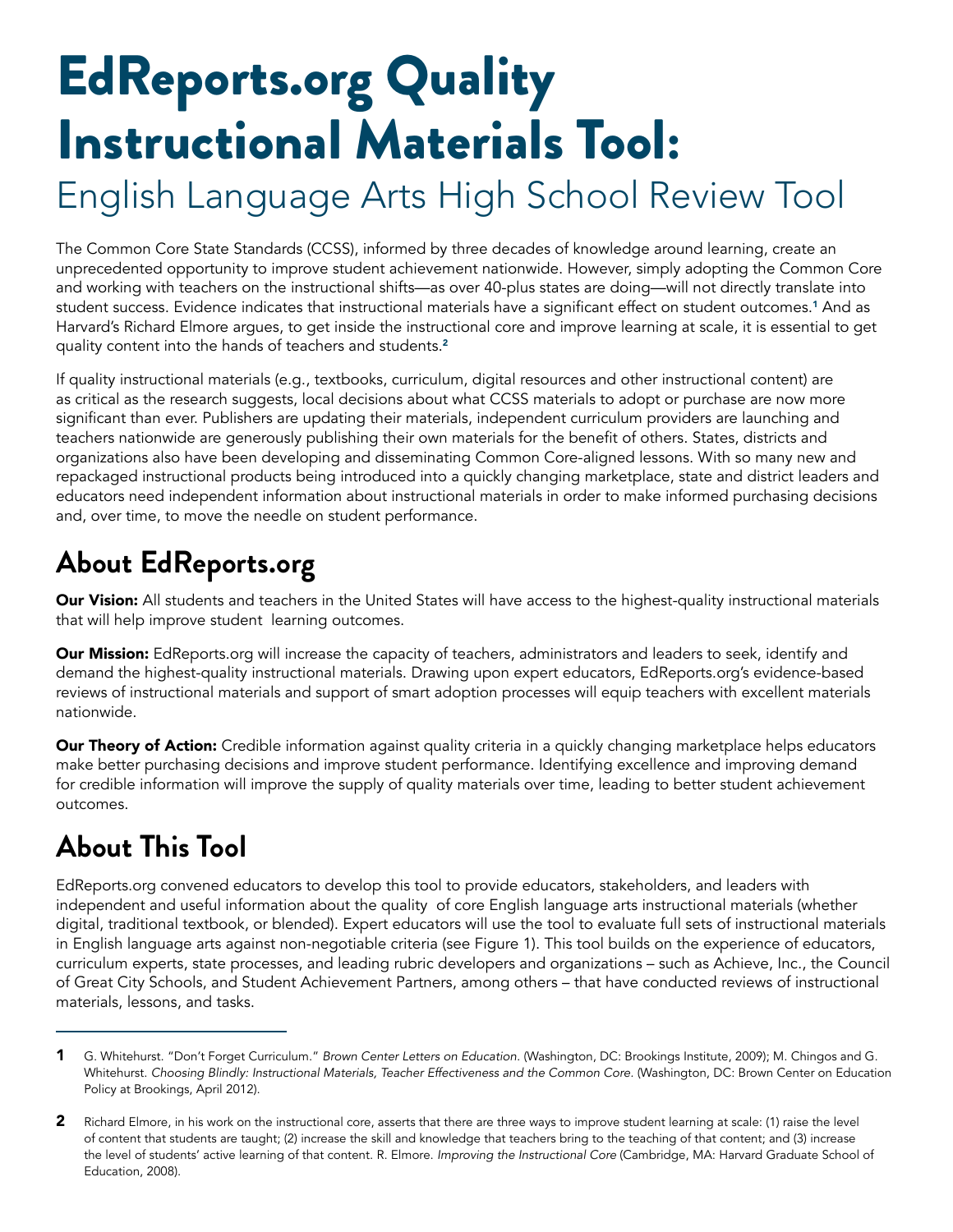# EdReports.org Quality Instructional Materials Tool:

## English Language Arts High School Review Tool

The Common Core State Standards (CCSS), informed by three decades of knowledge around learning, create an unprecedented opportunity to improve student achievement nationwide. However, simply adopting the Common Core and working with teachers on the instructional shifts—as over 40-plus states are doing—will not directly translate into student success. Evidence indicates that instructional materials have a significant effect on student outcomes.[1] And as Harvard's Richard Elmore argues, to get inside the instructional core and improve learning at scale, it is essential to get quality content into the hands of teachers and students.[2]

If quality instructional materials (e.g., textbooks, curriculum, digital resources and other instructional content) are as critical as the research suggests, local decisions about what CCSS materials to adopt or purchase are now more significant than ever. Publishers are updating their materials, independent curriculum providers are launching and teachers nationwide are generously publishing their own materials for the benefit of others. States, districts and organizations also have been developing and disseminating Common Core-aligned lessons. With so many new and repackaged instructional products being introduced into a quickly changing marketplace, state and district leaders and educators need independent information about instructional materials in order to make informed purchasing decisions and, over time, to move the needle on student performance.

## About EdReports.org

**Our Vision:** All students and teachers in the United States will have access to the highest-quality instructional materials that will help improve student learning outcomes.

**Our Mission:** EdReports.org will increase the capacity of teachers, administrators and leaders to seek, identify and demand the highest-quality instructional materials. Drawing upon expert educators, EdReports.org's evidence-based reviews of instructional materials and support of smart adoption processes will equip teachers with excellent materials nationwide.

**Our Theory of Action:** Credible information against quality criteria in a quickly changing marketplace helps educators make better purchasing decisions and improve student performance. Identifying excellence and improving demand for credible information will improve the supply of quality materials over time, leading to better student achievement outcomes.

## About This Tool

EdReports.org convened educators to develop this tool to provide educators, stakeholders, and leaders with independent and useful information about the quality of core English language arts instructional materials (whether digital, traditional textbook, or blended). Expert educators will use the tool to evaluate full sets of instructional materials in English language arts against non-negotiable criteria (see Figure 1). This tool builds on the experience of educators, curriculum experts, state processes, and leading rubric developers and organizations – such as Achieve, Inc., the Council of Great City Schools, and Student Achievement Partners, among others – that have conducted reviews of instructional materials, lessons, and tasks.

---

**1** G. Whitehurst. "Don't Forget Curriculum." *Brown Center Letters on Education.* (Washington, DC: Brookings Institute, 2009); M. Chingos and G. Whitehurst. *Choosing Blindly: Instructional Materials, Teacher Effectiveness and the Common Core.* (Washington, DC: Brown Center on Education Policy at Brookings, April 2012).

**2** Richard Elmore, in his work on the instructional core, asserts that there are three ways to improve student learning at scale: (1) raise the level of content that students are taught; (2) increase the skill and knowledge that teachers bring to the teaching of that content; and (3) increase the level of students' active learning of that content. R. Elmore. *Improving the Instructional Core* (Cambridge, MA: Harvard Graduate School of Education, 2008).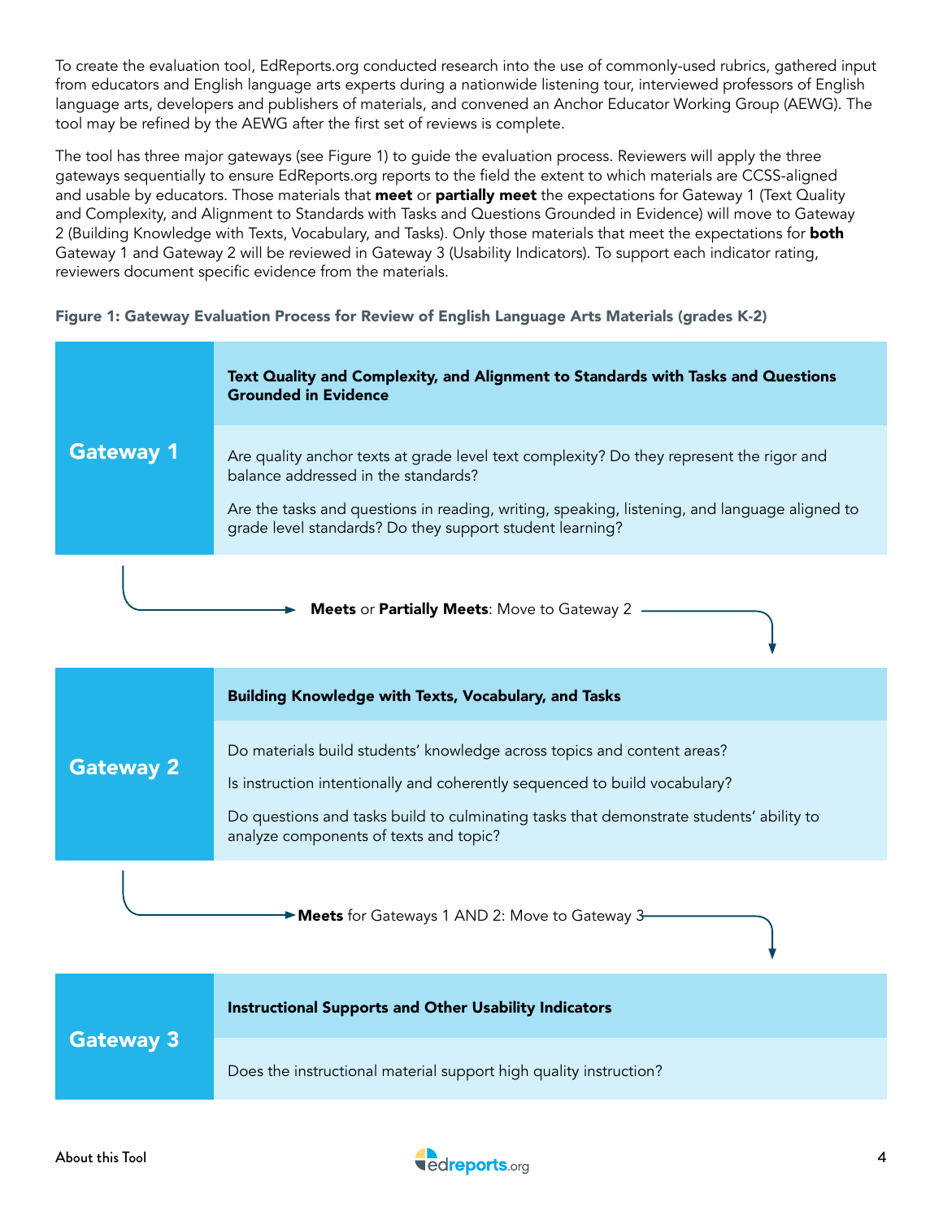To create the evaluation tool, EdReports.org conducted research into the use of commonly-used rubrics, gathered input from educators and English language arts experts during a nationwide listening tour, interviewed professors of English language arts, developers and publishers of materials, and convened an Anchor Educator Working Group (AEWG). The tool may be refined by the AEWG after the first set of reviews is complete.

The tool has three major gateways (see Figure 1) to guide the evaluation process. Reviewers will apply the three gateways sequentially to ensure EdReports.org reports to the field the extent to which materials are CCSS-aligned and usable by educators. Those materials that **meet** or **partially meet** the expectations for Gateway 1 (Text Quality and Complexity, and Alignment to Standards with Tasks and Questions Grounded in Evidence) will move to Gateway 2 (Building Knowledge with Texts, Vocabulary, and Tasks). Only those materials that meet the expectations for **both** Gateway 1 and Gateway 2 will be reviewed in Gateway 3 (Usability Indicators). To support each indicator rating, reviewers document specific evidence from the materials.

**Figure 1: Gateway Evaluation Process for Review of English Language Arts Materials (grades K-2)**

| | |
|---|---|
| **Gateway 1** | **Text Quality and Complexity, and Alignment to Standards with Tasks and Questions Grounded in Evidence** |
| | Are quality anchor texts at grade level text complexity? Do they represent the rigor and balance addressed in the standards? Are the tasks and questions in reading, writing, speaking, listening, and language aligned to grade level standards? Do they support student learning? |

**Meets** or **Partially Meets**: Move to Gateway 2

| | |
|---|---|
| **Gateway 2** | **Building Knowledge with Texts, Vocabulary, and Tasks** |
| | Do materials build students' knowledge across topics and content areas? Is instruction intentionally and coherently sequenced to build vocabulary? Do questions and tasks build to culminating tasks that demonstrate students' ability to analyze components of texts and topic? |

**Meets** for Gateways 1 AND 2: Move to Gateway 3

| | |
|---|---|
| **Gateway 3** | **Instructional Supports and Other Usability Indicators** |
| | Does the instructional material support high quality instruction? |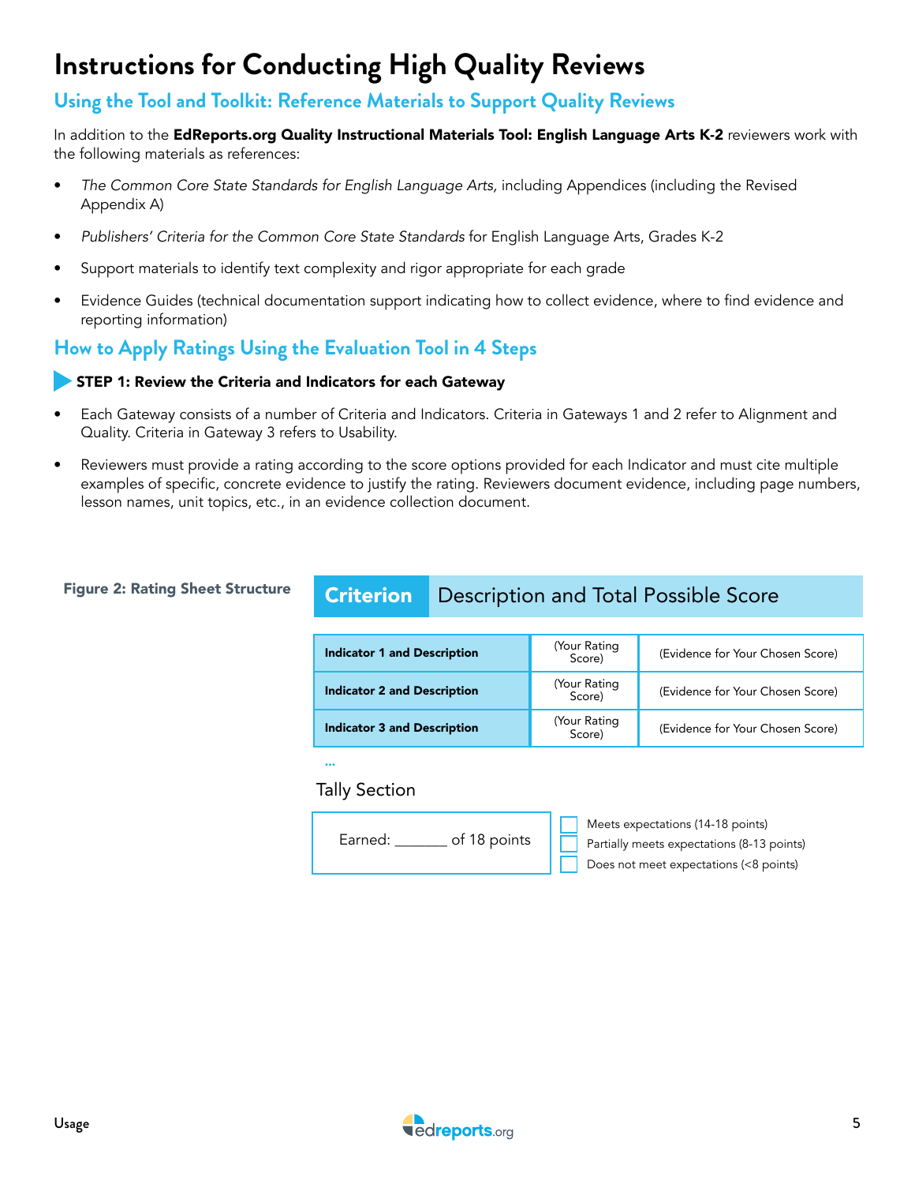# Instructions for Conducting High Quality Reviews

## Using the Tool and Toolkit: Reference Materials to Support Quality Reviews

In addition to the **EdReports.org Quality Instructional Materials Tool: English Language Arts K-2** reviewers work with the following materials as references:

- *The Common Core State Standards for English Language Arts,* including Appendices (including the Revised Appendix A)
- *Publishers' Criteria for the Common Core State Standards* for English Language Arts, Grades K-2
- Support materials to identify text complexity and rigor appropriate for each grade
- Evidence Guides (technical documentation support indicating how to collect evidence, where to find evidence and reporting information)

## How to Apply Ratings Using the Evaluation Tool in 4 Steps

**STEP 1: Review the Criteria and Indicators for each Gateway**

- Each Gateway consists of a number of Criteria and Indicators. Criteria in Gateways 1 and 2 refer to Alignment and Quality. Criteria in Gateway 3 refers to Usability.
- Reviewers must provide a rating according to the score options provided for each Indicator and must cite multiple examples of specific, concrete evidence to justify the rating. Reviewers document evidence, including page numbers, lesson names, unit topics, etc., in an evidence collection document.

**Figure 2: Rating Sheet Structure**

| Criterion | Description and Total Possible Score | |
|---|---|---|
| **Indicator 1 and Description** | (Your Rating Score) | (Evidence for Your Chosen Score) |
| **Indicator 2 and Description** | (Your Rating Score) | (Evidence for Your Chosen Score) |
| **Indicator 3 and Description** | (Your Rating Score) | (Evidence for Your Chosen Score) |

...

Tally Section

Earned: _______ of 18 points

- ☐ Meets expectations (14-18 points)
- ☐ Partially meets expectations (8-13 points)
- ☐ Does not meet expectations (<8 points)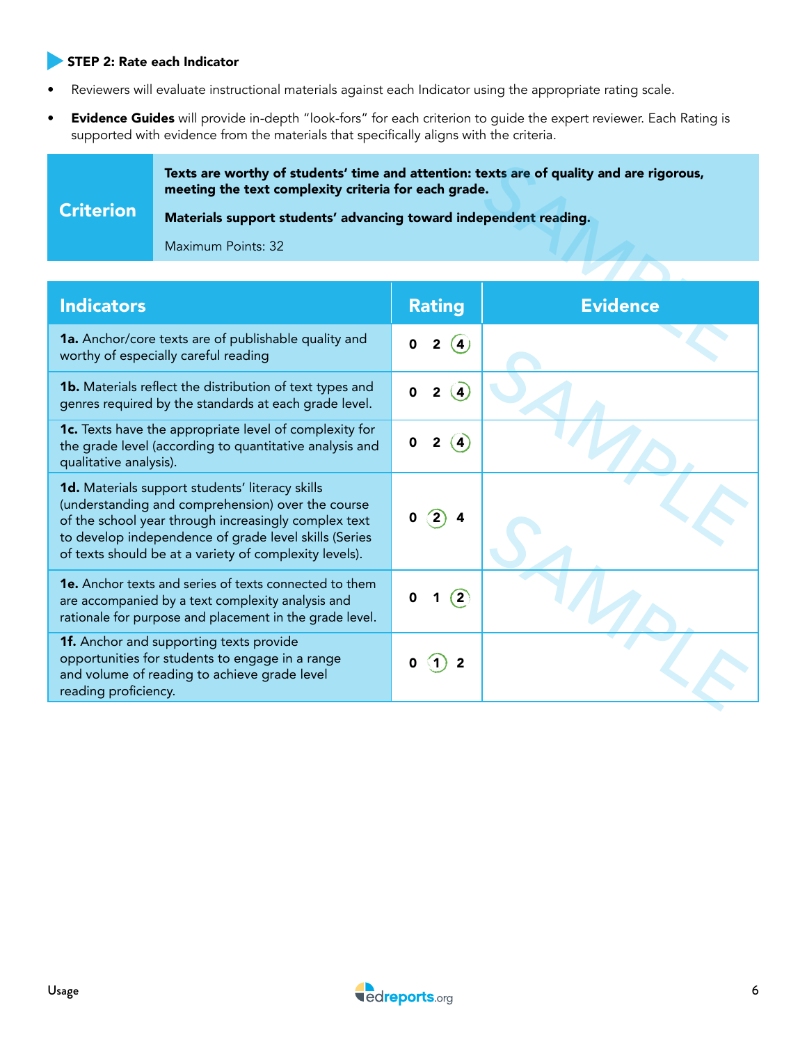**STEP 2: Rate each Indicator**

- Reviewers will evaluate instructional materials against each Indicator using the appropriate rating scale.
- **Evidence Guides** will provide in-depth "look-fors" for each criterion to guide the expert reviewer. Each Rating is supported with evidence from the materials that specifically aligns with the criteria.

| Criterion | **Texts are worthy of students' time and attention: texts are of quality and are rigorous, meeting the text complexity criteria for each grade.** **Materials support students' advancing toward independent reading.** Maximum Points: 32 |
|---|---|

| Indicators | Rating | Evidence |
|---|---|---|
| **1a.** Anchor/core texts are of publishable quality and worthy of especially careful reading | 0 2 (4) | |
| **1b.** Materials reflect the distribution of text types and genres required by the standards at each grade level. | 0 2 (4) | |
| **1c.** Texts have the appropriate level of complexity for the grade level (according to quantitative analysis and qualitative analysis). | 0 2 (4) | |
| **1d.** Materials support students' literacy skills (understanding and comprehension) over the course of the school year through increasingly complex text to develop independence of grade level skills (Series of texts should be at a variety of complexity levels). | 0 (2) 4 | |
| **1e.** Anchor texts and series of texts connected to them are accompanied by a text complexity analysis and rationale for purpose and placement in the grade level. | 0 1 (2) | |
| **1f.** Anchor and supporting texts provide opportunities for students to engage in a range and volume of reading to achieve grade level reading proficiency. | 0 (1) 2 | |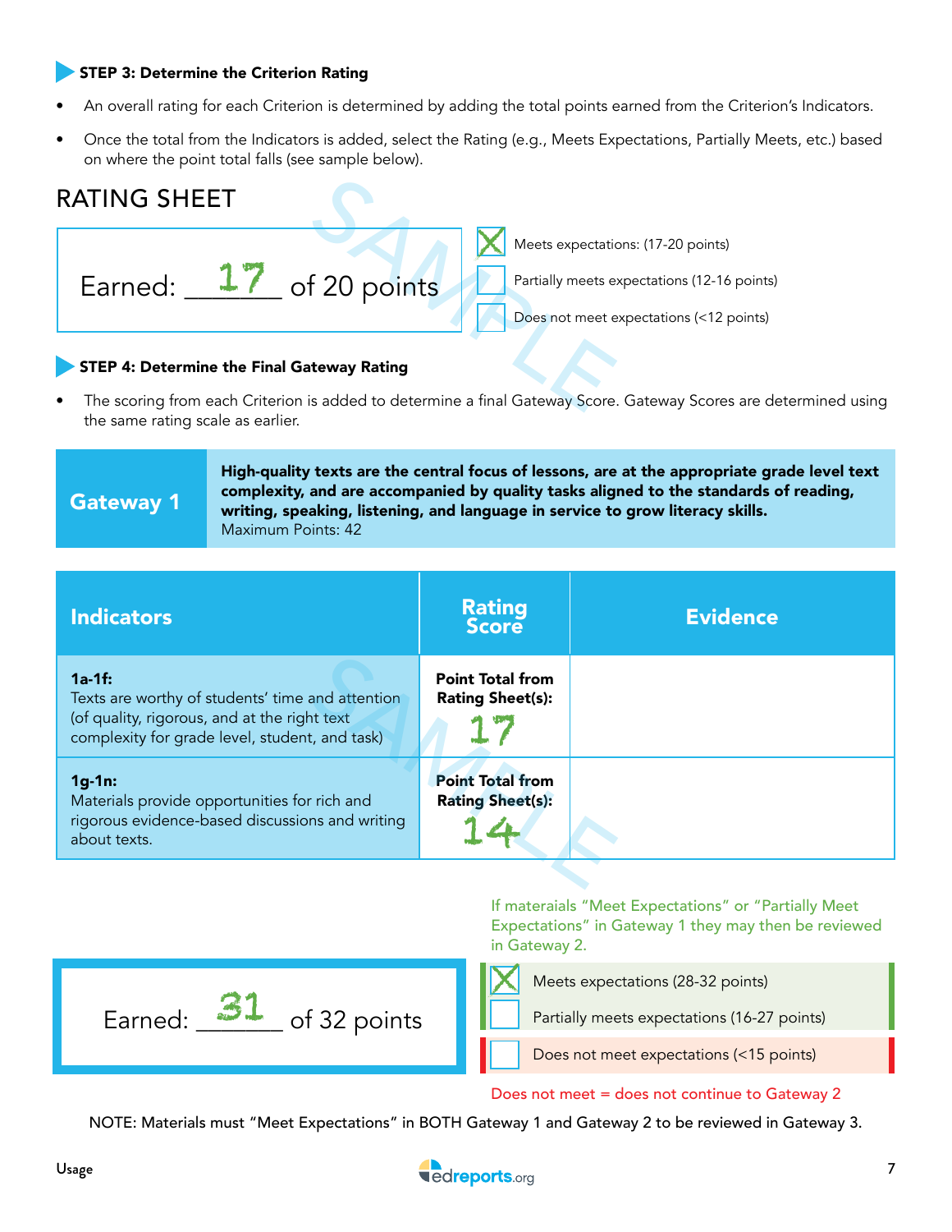### STEP 3: Determine the Criterion Rating

- An overall rating for each Criterion is determined by adding the total points earned from the Criterion's Indicators.
- Once the total from the Indicators is added, select the Rating (e.g., Meets Expectations, Partially Meets, etc.) based on where the point total falls (see sample below).

## RATING SHEET

Earned: 17 of 20 points

- [x] Meets expectations: (17-20 points)
- [ ] Partially meets expectations (12-16 points)
- [ ] Does not meet expectations (<12 points)

### STEP 4: Determine the Final Gateway Rating

- The scoring from each Criterion is added to determine a final Gateway Score. Gateway Scores are determined using the same rating scale as earlier.

| Gateway 1 | **High-quality texts are the central focus of lessons, are at the appropriate grade level text complexity, and are accompanied by quality tasks aligned to the standards of reading, writing, speaking, listening, and language in service to grow literacy skills.** Maximum Points: 42 |
| --- | --- |

| Indicators | Rating Score | Evidence |
| --- | --- | --- |
| **1a-1f:** Texts are worthy of students' time and attention (of quality, rigorous, and at the right text complexity for grade level, student, and task) | **Point Total from Rating Sheet(s):** 17 | |
| **1g-1n:** Materials provide opportunities for rich and rigorous evidence-based discussions and writing about texts. | **Point Total from Rating Sheet(s):** 14 | |

If materaials "Meet Expectations" or "Partially Meet Expectations" in Gateway 1 they may then be reviewed in Gateway 2.

Earned: 31 of 32 points

- [x] Meets expectations (28-32 points)
- [ ] Partially meets expectations (16-27 points)
- [ ] Does not meet expectations (<15 points)

Does not meet = does not continue to Gateway 2

NOTE: Materials must "Meet Expectations" in BOTH Gateway 1 and Gateway 2 to be reviewed in Gateway 3.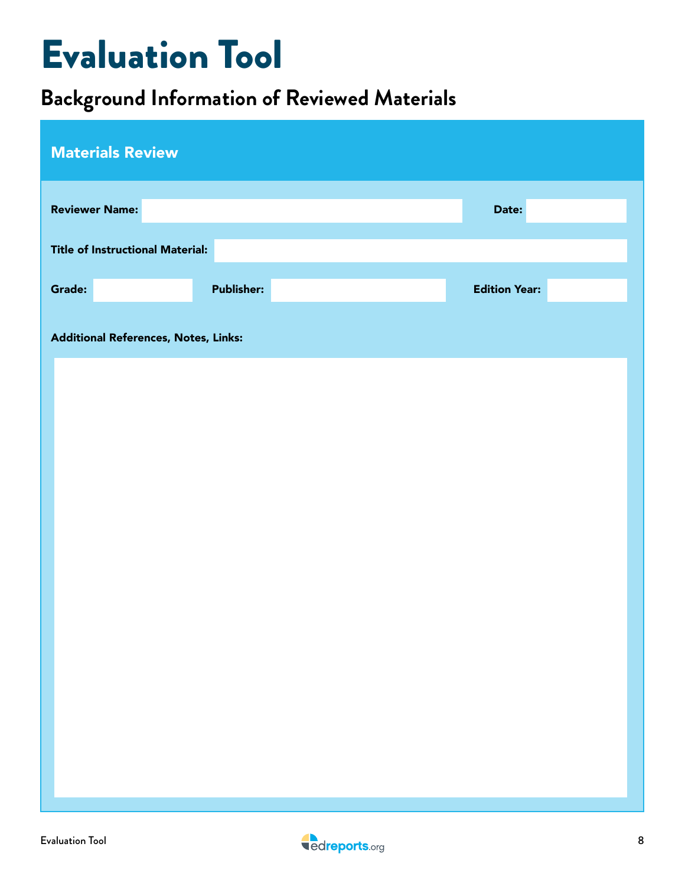# Evaluation Tool

## Background Information of Reviewed Materials

### Materials Review

**Reviewer Name:** 

**Date:** 

**Title of Instructional Material:** 

**Grade:** 

**Publisher:** 

**Edition Year:** 

**Additional References, Notes, Links:**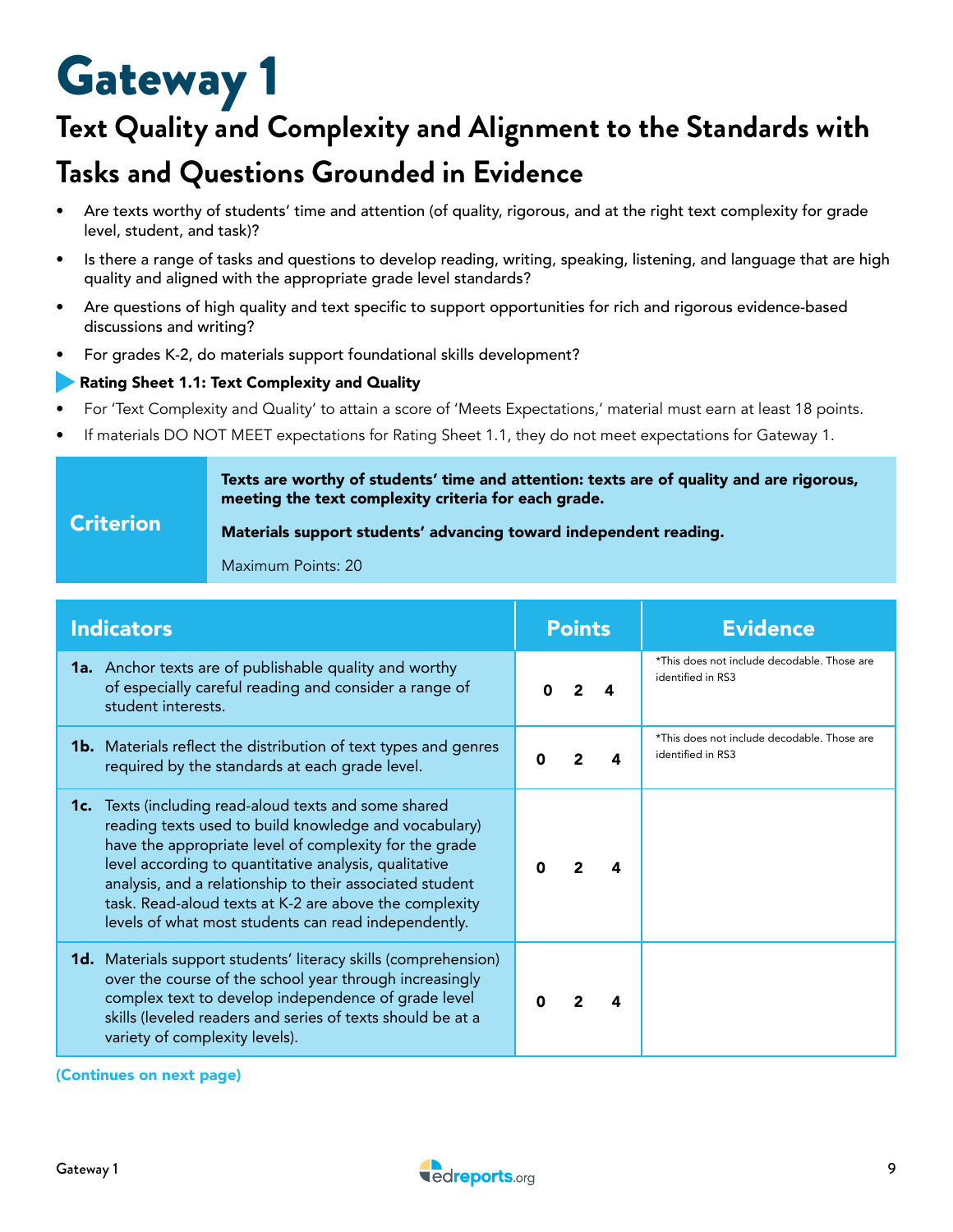# Gateway 1

## Text Quality and Complexity and Alignment to the Standards with Tasks and Questions Grounded in Evidence

- Are texts worthy of students' time and attention (of quality, rigorous, and at the right text complexity for grade level, student, and task)?
- Is there a range of tasks and questions to develop reading, writing, speaking, listening, and language that are high quality and aligned with the appropriate grade level standards?
- Are questions of high quality and text specific to support opportunities for rich and rigorous evidence-based discussions and writing?
- For grades K-2, do materials support foundational skills development?

**Rating Sheet 1.1: Text Complexity and Quality**

- For 'Text Complexity and Quality' to attain a score of 'Meets Expectations,' material must earn at least 18 points.
- If materials DO NOT MEET expectations for Rating Sheet 1.1, they do not meet expectations for Gateway 1.

| Criterion | **Texts are worthy of students' time and attention: texts are of quality and are rigorous, meeting the text complexity criteria for each grade.**<br><br>**Materials support students' advancing toward independent reading.**<br><br>Maximum Points: 20 |
|---|---|

| Indicators | Points | Evidence |
|---|---|---|
| **1a.** Anchor texts are of publishable quality and worthy of especially careful reading and consider a range of student interests. | 0 2 4 | *This does not include decodable. Those are identified in RS3 |
| **1b.** Materials reflect the distribution of text types and genres required by the standards at each grade level. | 0 2 4 | *This does not include decodable. Those are identified in RS3 |
| **1c.** Texts (including read-aloud texts and some shared reading texts used to build knowledge and vocabulary) have the appropriate level of complexity for the grade level according to quantitative analysis, qualitative analysis, and a relationship to their associated student task. Read-aloud texts at K-2 are above the complexity levels of what most students can read independently. | 0 2 4 | |
| **1d.** Materials support students' literacy skills (comprehension) over the course of the school year through increasingly complex text to develop independence of grade level skills (leveled readers and series of texts should be at a variety of complexity levels). | 0 2 4 | |

(Continues on next page)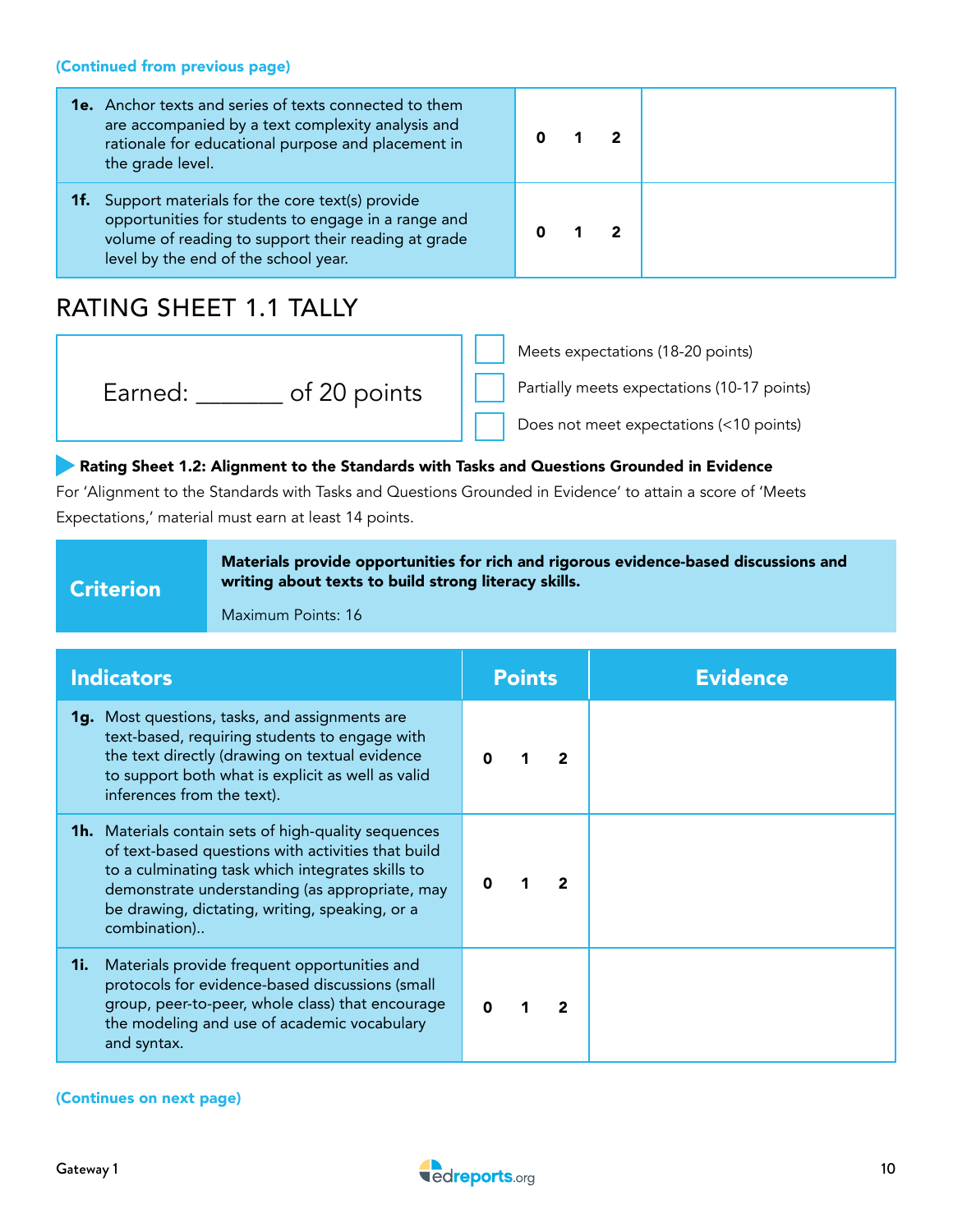**(Continued from previous page)**

| | | |
|---|---|---|
| **1e.** Anchor texts and series of texts connected to them are accompanied by a text complexity analysis and rationale for educational purpose and placement in the grade level. | 0 1 2 | |
| **1f.** Support materials for the core text(s) provide opportunities for students to engage in a range and volume of reading to support their reading at grade level by the end of the school year. | 0 1 2 | |

## RATING SHEET 1.1 TALLY

Earned: _______ of 20 points

- ☐ Meets expectations (18-20 points)
- ☐ Partially meets expectations (10-17 points)
- ☐ Does not meet expectations (<10 points)

### Rating Sheet 1.2: Alignment to the Standards with Tasks and Questions Grounded in Evidence

For 'Alignment to the Standards with Tasks and Questions Grounded in Evidence' to attain a score of 'Meets Expectations,' material must earn at least 14 points.

| **Criterion** | **Materials provide opportunities for rich and rigorous evidence-based discussions and writing about texts to build strong literacy skills.**<br>Maximum Points: 16 |
|---|---|

| Indicators | Points | Evidence |
|---|---|---|
| **1g.** Most questions, tasks, and assignments are text-based, requiring students to engage with the text directly (drawing on textual evidence to support both what is explicit as well as valid inferences from the text). | 0 1 2 | |
| **1h.** Materials contain sets of high-quality sequences of text-based questions with activities that build to a culminating task which integrates skills to demonstrate understanding (as appropriate, may be drawing, dictating, writing, speaking, or a combination).. | 0 1 2 | |
| **1i.** Materials provide frequent opportunities and protocols for evidence-based discussions (small group, peer-to-peer, whole class) that encourage the modeling and use of academic vocabulary and syntax. | 0 1 2 | |

**(Continues on next page)**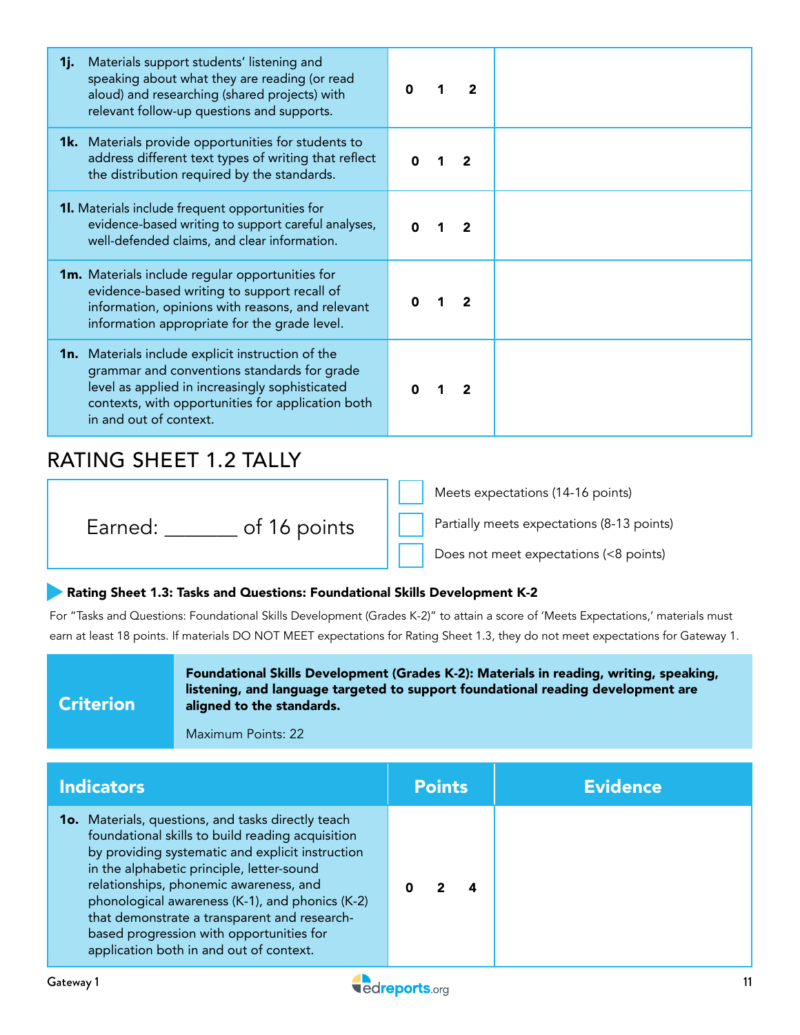| | | |
|---|---|---|
| **1j.** Materials support students' listening and speaking about what they are reading (or read aloud) and researching (shared projects) with relevant follow-up questions and supports. | **0 1 2** | |
| **1k.** Materials provide opportunities for students to address different text types of writing that reflect the distribution required by the standards. | **0 1 2** | |
| **1l.** Materials include frequent opportunities for evidence-based writing to support careful analyses, well-defended claims, and clear information. | **0 1 2** | |
| **1m.** Materials include regular opportunities for evidence-based writing to support recall of information, opinions with reasons, and relevant information appropriate for the grade level. | **0 1 2** | |
| **1n.** Materials include explicit instruction of the grammar and conventions standards for grade level as applied in increasingly sophisticated contexts, with opportunities for application both in and out of context. | **0 1 2** | |

## RATING SHEET 1.2 TALLY

Earned: _______ of 16 points

- ☐ Meets expectations (14-16 points)
- ☐ Partially meets expectations (8-13 points)
- ☐ Does not meet expectations (<8 points)

### Rating Sheet 1.3: Tasks and Questions: Foundational Skills Development K-2

For "Tasks and Questions: Foundational Skills Development (Grades K-2)" to attain a score of 'Meets Expectations,' materials must earn at least 18 points. If materials DO NOT MEET expectations for Rating Sheet 1.3, they do not meet expectations for Gateway 1.

| Criterion | **Foundational Skills Development (Grades K-2): Materials in reading, writing, speaking, listening, and language targeted to support foundational reading development are aligned to the standards.**<br><br>Maximum Points: 22 |
|---|---|

| Indicators | Points | Evidence |
|---|---|---|
| **1o.** Materials, questions, and tasks directly teach foundational skills to build reading acquisition by providing systematic and explicit instruction in the alphabetic principle, letter-sound relationships, phonemic awareness, and phonological awareness (K-1), and phonics (K-2) that demonstrate a transparent and research-based progression with opportunities for application both in and out of context. | **0 2 4** | |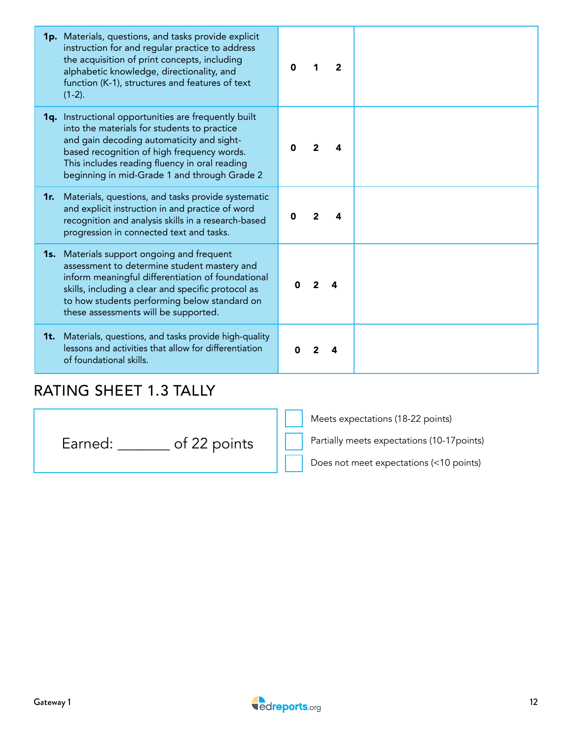| | | |
|---|---|---|
| **1p.** Materials, questions, and tasks provide explicit instruction for and regular practice to address the acquisition of print concepts, including alphabetic knowledge, directionality, and function (K-1), structures and features of text (1-2). | **0 1 2** | |
| **1q.** Instructional opportunities are frequently built into the materials for students to practice and gain decoding automaticity and sight-based recognition of high frequency words. This includes reading fluency in oral reading beginning in mid-Grade 1 and through Grade 2 | **0 2 4** | |
| **1r.** Materials, questions, and tasks provide systematic and explicit instruction in and practice of word recognition and analysis skills in a research-based progression in connected text and tasks. | **0 2 4** | |
| **1s.** Materials support ongoing and frequent assessment to determine student mastery and inform meaningful differentiation of foundational skills, including a clear and specific protocol as to how students performing below standard on these assessments will be supported. | **0 2 4** | |
| **1t.** Materials, questions, and tasks provide high-quality lessons and activities that allow for differentiation of foundational skills. | **0 2 4** | |

## RATING SHEET 1.3 TALLY

Earned: _______ of 22 points

- ☐ Meets expectations (18-22 points)
- ☐ Partially meets expectations (10-17points)
- ☐ Does not meet expectations (<10 points)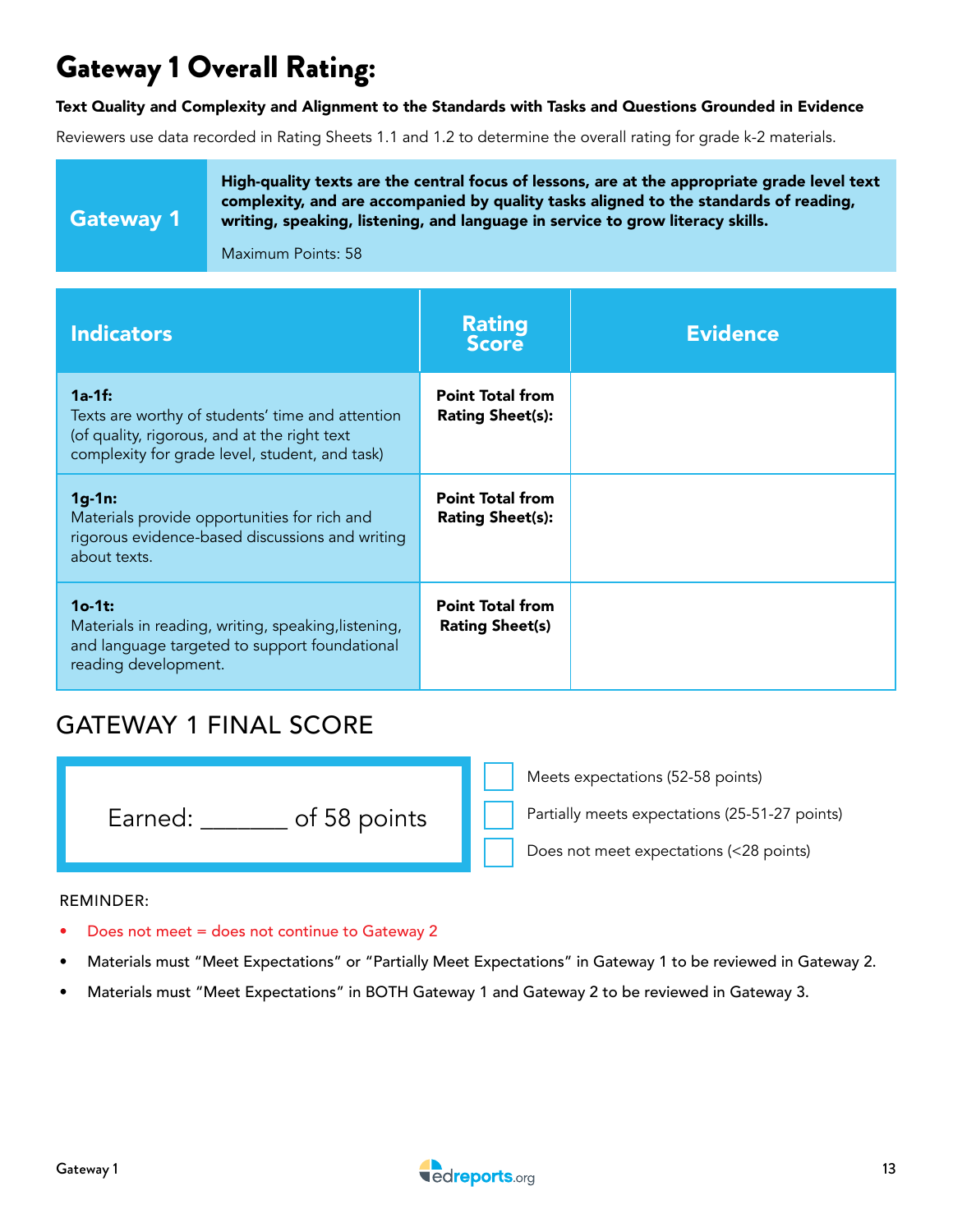# Gateway 1 Overall Rating:

**Text Quality and Complexity and Alignment to the Standards with Tasks and Questions Grounded in Evidence**

Reviewers use data recorded in Rating Sheets 1.1 and 1.2 to determine the overall rating for grade k-2 materials.

| Gateway 1 | **High-quality texts are the central focus of lessons, are at the appropriate grade level text complexity, and are accompanied by quality tasks aligned to the standards of reading, writing, speaking, listening, and language in service to grow literacy skills.** <br><br> Maximum Points: 58 |
|---|---|

| Indicators | Rating Score | Evidence |
|---|---|---|
| **1a-1f:** Texts are worthy of students' time and attention (of quality, rigorous, and at the right text complexity for grade level, student, and task) | **Point Total from Rating Sheet(s):** | |
| **1g-1n:** Materials provide opportunities for rich and rigorous evidence-based discussions and writing about texts. | **Point Total from Rating Sheet(s):** | |
| **1o-1t:** Materials in reading, writing, speaking,listening, and language targeted to support foundational reading development. | **Point Total from Rating Sheet(s)** | |

## GATEWAY 1 FINAL SCORE

Earned: _______ of 58 points

- ☐ Meets expectations (52-58 points)
- ☐ Partially meets expectations (25-51-27 points)
- ☐ Does not meet expectations (<28 points)

REMINDER:

- Does not meet = does not continue to Gateway 2
- Materials must "Meet Expectations" or "Partially Meet Expectations" in Gateway 1 to be reviewed in Gateway 2.
- Materials must "Meet Expectations" in BOTH Gateway 1 and Gateway 2 to be reviewed in Gateway 3.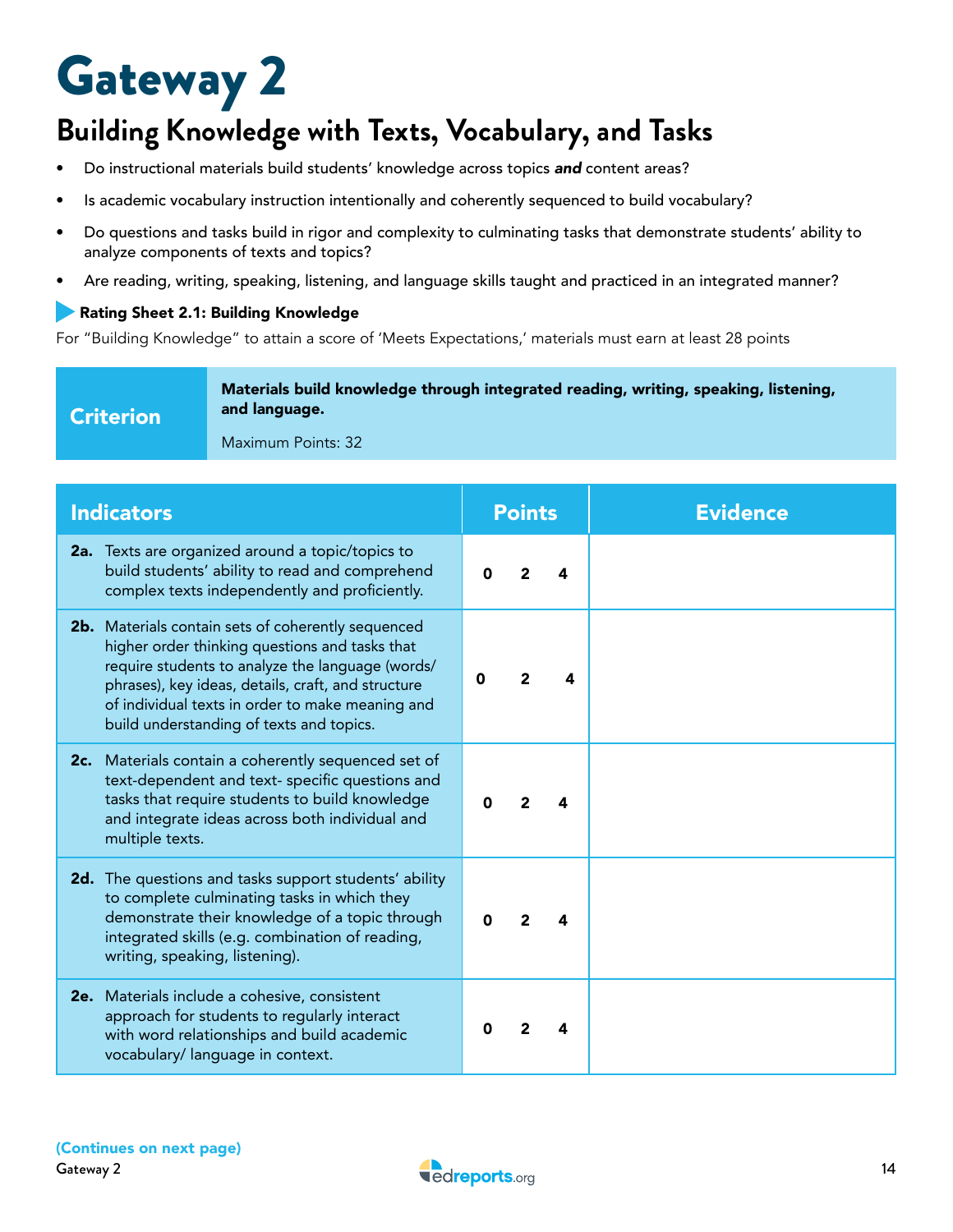# Gateway 2

## Building Knowledge with Texts, Vocabulary, and Tasks

- Do instructional materials build students' knowledge across topics ***and*** content areas?
- Is academic vocabulary instruction intentionally and coherently sequenced to build vocabulary?
- Do questions and tasks build in rigor and complexity to culminating tasks that demonstrate students' ability to analyze components of texts and topics?
- Are reading, writing, speaking, listening, and language skills taught and practiced in an integrated manner?

**Rating Sheet 2.1: Building Knowledge**

For "Building Knowledge" to attain a score of 'Meets Expectations,' materials must earn at least 28 points

| Criterion | **Materials build knowledge through integrated reading, writing, speaking, listening, and language.** Maximum Points: 32 |
|---|---|

| Indicators | Points | Evidence |
|---|---|---|
| **2a.** Texts are organized around a topic/topics to build students' ability to read and comprehend complex texts independently and proficiently. | 0 2 4 | |
| **2b.** Materials contain sets of coherently sequenced higher order thinking questions and tasks that require students to analyze the language (words/ phrases), key ideas, details, craft, and structure of individual texts in order to make meaning and build understanding of texts and topics. | 0 2 4 | |
| **2c.** Materials contain a coherently sequenced set of text-dependent and text- specific questions and tasks that require students to build knowledge and integrate ideas across both individual and multiple texts. | 0 2 4 | |
| **2d.** The questions and tasks support students' ability to complete culminating tasks in which they demonstrate their knowledge of a topic through integrated skills (e.g. combination of reading, writing, speaking, listening). | 0 2 4 | |
| **2e.** Materials include a cohesive, consistent approach for students to regularly interact with word relationships and build academic vocabulary/ language in context. | 0 2 4 | |

**(Continues on next page)**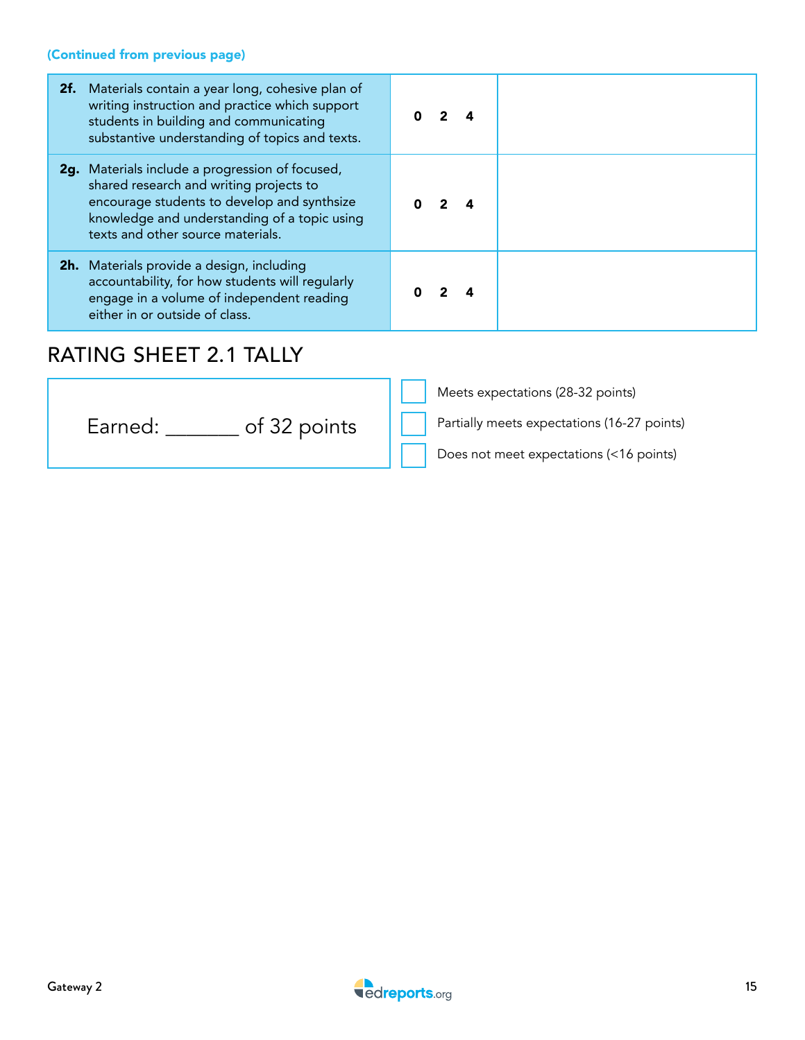**(Continued from previous page)**

| | | |
|---|---|---|
| **2f.** Materials contain a year long, cohesive plan of writing instruction and practice which support students in building and communicating substantive understanding of topics and texts. | **0 2 4** | |
| **2g.** Materials include a progression of focused, shared research and writing projects to encourage students to develop and synthsize knowledge and understanding of a topic using texts and other source materials. | **0 2 4** | |
| **2h.** Materials provide a design, including accountability, for how students will regularly engage in a volume of independent reading either in or outside of class. | **0 2 4** | |

## RATING SHEET 2.1 TALLY

Earned: _______ of 32 points

- ☐ Meets expectations (28-32 points)
- ☐ Partially meets expectations (16-27 points)
- ☐ Does not meet expectations (<16 points)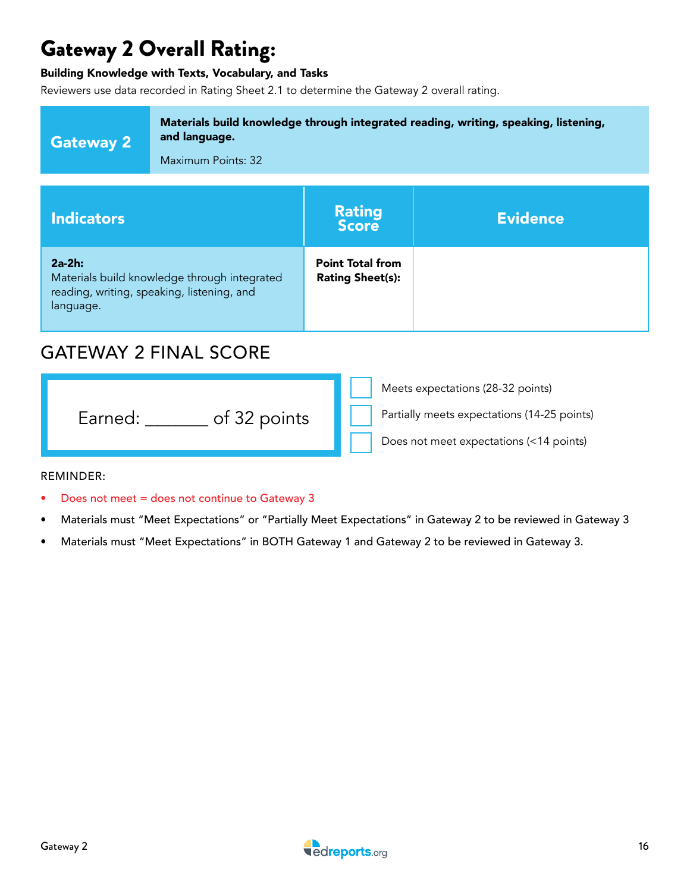# Gateway 2 Overall Rating:

**Building Knowledge with Texts, Vocabulary, and Tasks**

Reviewers use data recorded in Rating Sheet 2.1 to determine the Gateway 2 overall rating.

| Gateway 2 | **Materials build knowledge through integrated reading, writing, speaking, listening, and language.** Maximum Points: 32 |
|---|---|

| Indicators | Rating Score | Evidence |
|---|---|---|
| **2a-2h:** Materials build knowledge through integrated reading, writing, speaking, listening, and language. | **Point Total from Rating Sheet(s):** | |

## GATEWAY 2 FINAL SCORE

Earned: _______ of 32 points

- ☐ Meets expectations (28-32 points)
- ☐ Partially meets expectations (14-25 points)
- ☐ Does not meet expectations (<14 points)

REMINDER:

- Does not meet = does not continue to Gateway 3
- Materials must "Meet Expectations" or "Partially Meet Expectations" in Gateway 2 to be reviewed in Gateway 3
- Materials must "Meet Expectations" in BOTH Gateway 1 and Gateway 2 to be reviewed in Gateway 3.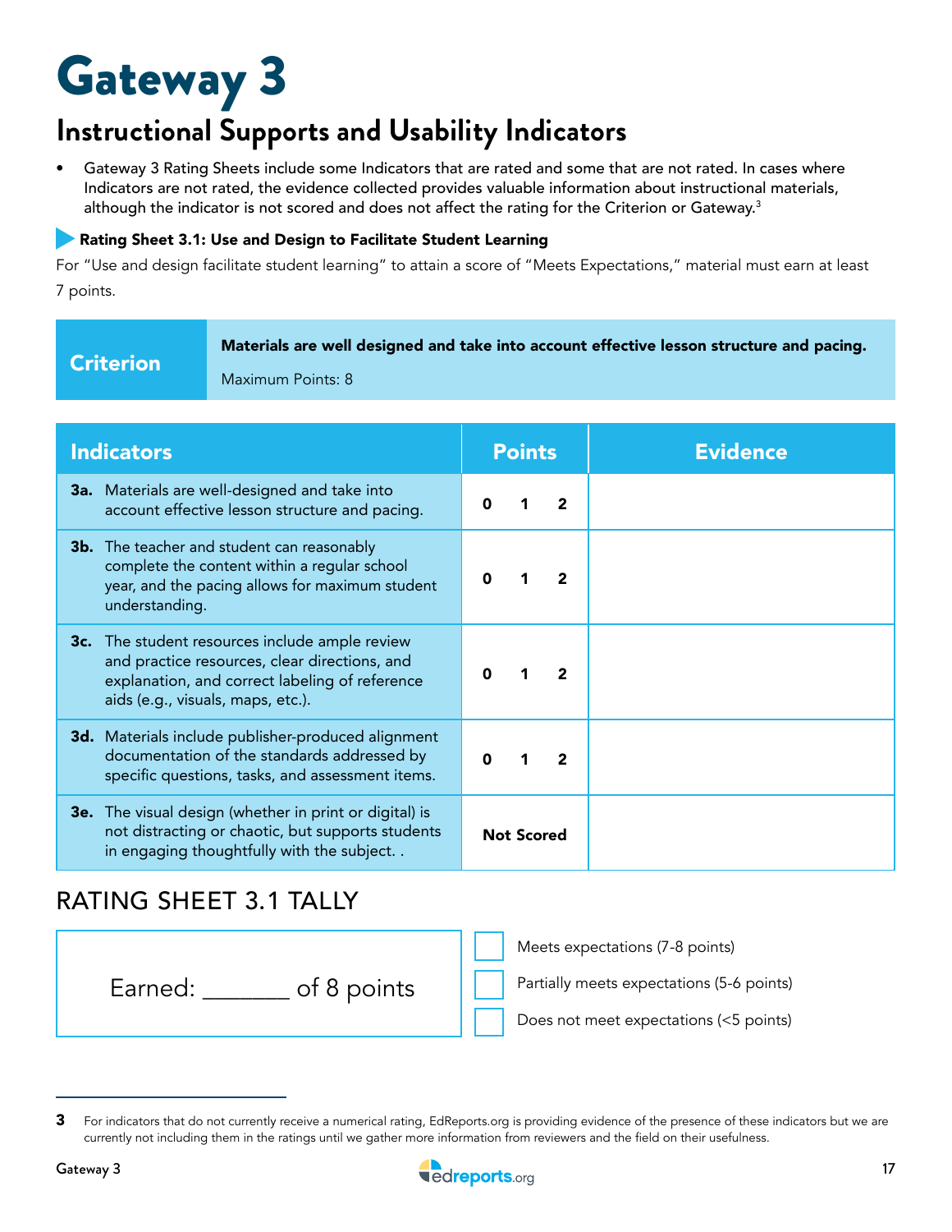# Gateway 3

## Instructional Supports and Usability Indicators

- Gateway 3 Rating Sheets include some Indicators that are rated and some that are not rated. In cases where Indicators are not rated, the evidence collected provides valuable information about instructional materials, although the indicator is not scored and does not affect the rating for the Criterion or Gateway.[3]

### Rating Sheet 3.1: Use and Design to Facilitate Student Learning

For "Use and design facilitate student learning" to attain a score of "Meets Expectations," material must earn at least 7 points.

| Criterion | **Materials are well designed and take into account effective lesson structure and pacing.** Maximum Points: 8 |
|---|---|

| Indicators | Points | Evidence |
|---|---|---|
| **3a.** Materials are well-designed and take into account effective lesson structure and pacing. | **0 1 2** | |
| **3b.** The teacher and student can reasonably complete the content within a regular school year, and the pacing allows for maximum student understanding. | **0 1 2** | |
| **3c.** The student resources include ample review and practice resources, clear directions, and explanation, and correct labeling of reference aids (e.g., visuals, maps, etc.). | **0 1 2** | |
| **3d.** Materials include publisher-produced alignment documentation of the standards addressed by specific questions, tasks, and assessment items. | **0 1 2** | |
| **3e.** The visual design (whether in print or digital) is not distracting or chaotic, but supports students in engaging thoughtfully with the subject. . | **Not Scored** | |

## RATING SHEET 3.1 TALLY

Earned: _______ of 8 points

- ☐ Meets expectations (7-8 points)
- ☐ Partially meets expectations (5-6 points)
- ☐ Does not meet expectations (<5 points)

---

3 For indicators that do not currently receive a numerical rating, EdReports.org is providing evidence of the presence of these indicators but we are currently not including them in the ratings until we gather more information from reviewers and the field on their usefulness.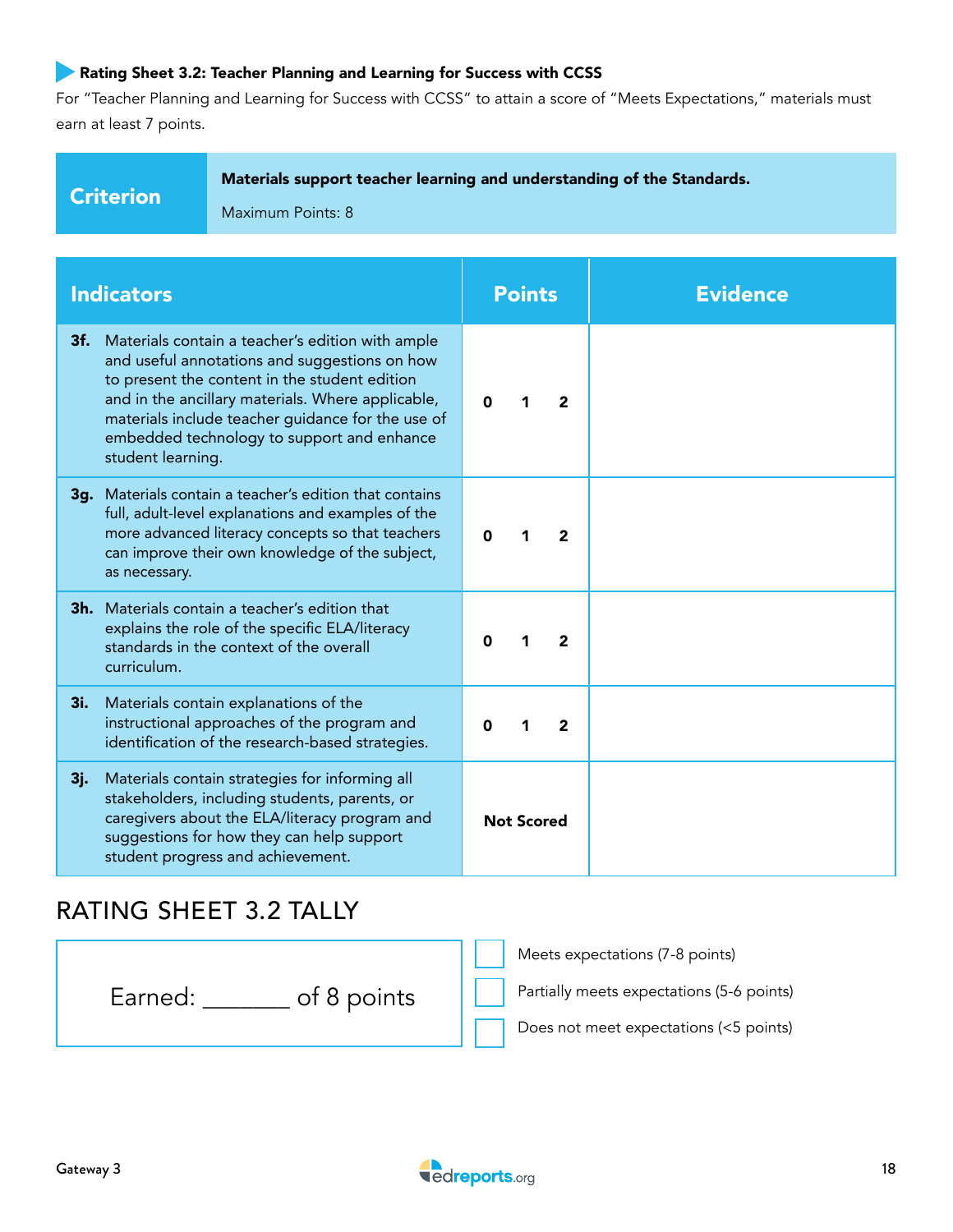### Rating Sheet 3.2: Teacher Planning and Learning for Success with CCSS

For "Teacher Planning and Learning for Success with CCSS" to attain a score of "Meets Expectations," materials must earn at least 7 points.

| Criterion | **Materials support teacher learning and understanding of the Standards.**<br>Maximum Points: 8 |
|---|---|

| Indicators | Points | Evidence |
|---|---|---|
| **3f.** Materials contain a teacher's edition with ample and useful annotations and suggestions on how to present the content in the student edition and in the ancillary materials. Where applicable, materials include teacher guidance for the use of embedded technology to support and enhance student learning. | 0 1 2 | |
| **3g.** Materials contain a teacher's edition that contains full, adult-level explanations and examples of the more advanced literacy concepts so that teachers can improve their own knowledge of the subject, as necessary. | 0 1 2 | |
| **3h.** Materials contain a teacher's edition that explains the role of the specific ELA/literacy standards in the context of the overall curriculum. | 0 1 2 | |
| **3i.** Materials contain explanations of the instructional approaches of the program and identification of the research-based strategies. | 0 1 2 | |
| **3j.** Materials contain strategies for informing all stakeholders, including students, parents, or caregivers about the ELA/literacy program and suggestions for how they can help support student progress and achievement. | **Not Scored** | |

## RATING SHEET 3.2 TALLY

Earned: _______ of 8 points

- ☐ Meets expectations (7-8 points)
- ☐ Partially meets expectations (5-6 points)
- ☐ Does not meet expectations (<5 points)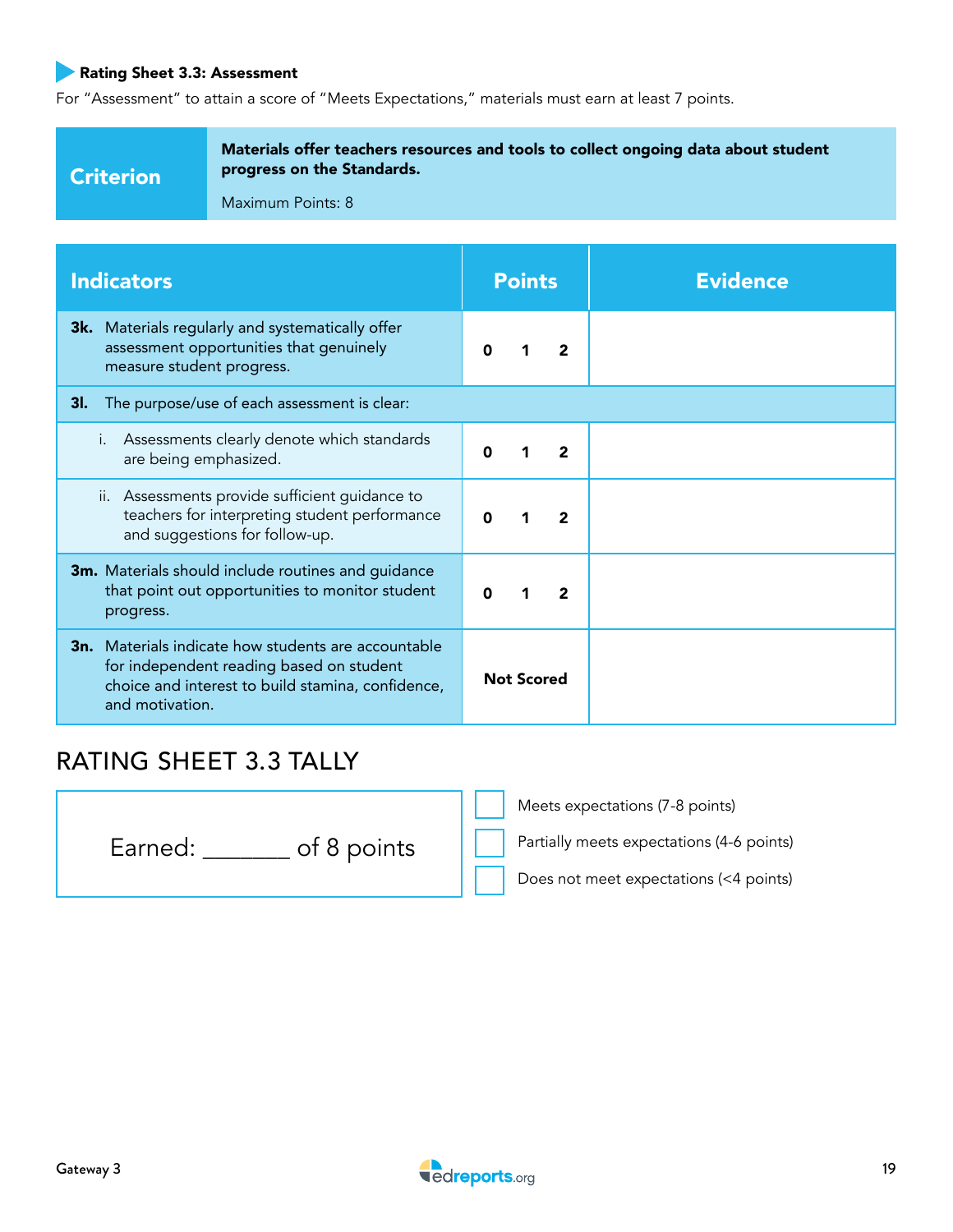### Rating Sheet 3.3: Assessment

For "Assessment" to attain a score of "Meets Expectations," materials must earn at least 7 points.

| Criterion | Materials offer teachers resources and tools to collect ongoing data about student progress on the Standards. Maximum Points: 8 |
|---|---|

| Indicators | Points | Evidence |
|---|---|---|
| **3k.** Materials regularly and systematically offer assessment opportunities that genuinely measure student progress. | 0 1 2 | |
| **3l.** The purpose/use of each assessment is clear: | | |
| i. Assessments clearly denote which standards are being emphasized. | 0 1 2 | |
| ii. Assessments provide sufficient guidance to teachers for interpreting student performance and suggestions for follow-up. | 0 1 2 | |
| **3m.** Materials should include routines and guidance that point out opportunities to monitor student progress. | 0 1 2 | |
| **3n.** Materials indicate how students are accountable for independent reading based on student choice and interest to build stamina, confidence, and motivation. | Not Scored | |

## RATING SHEET 3.3 TALLY

Earned: _______ of 8 points

- ☐ Meets expectations (7-8 points)
- ☐ Partially meets expectations (4-6 points)
- ☐ Does not meet expectations (<4 points)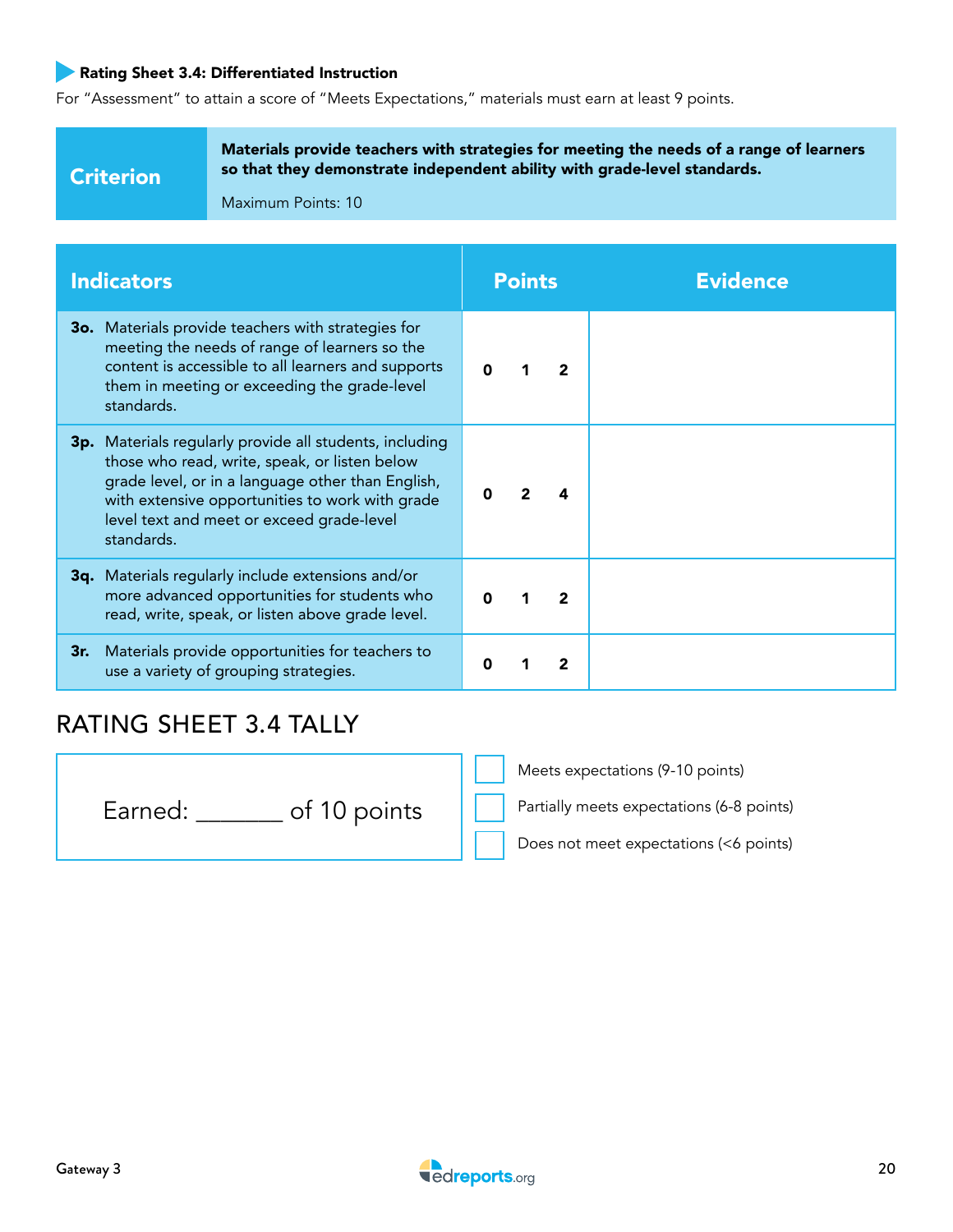### Rating Sheet 3.4: Differentiated Instruction

For "Assessment" to attain a score of "Meets Expectations," materials must earn at least 9 points.

| Criterion | Materials provide teachers with strategies for meeting the needs of a range of learners so that they demonstrate independent ability with grade-level standards.<br><br>Maximum Points: 10 |
|---|---|

| Indicators | Points | Evidence |
|---|---|---|
| **3o.** Materials provide teachers with strategies for meeting the needs of range of learners so the content is accessible to all learners and supports them in meeting or exceeding the grade-level standards. | 0 1 2 | |
| **3p.** Materials regularly provide all students, including those who read, write, speak, or listen below grade level, or in a language other than English, with extensive opportunities to work with grade level text and meet or exceed grade-level standards. | 0 2 4 | |
| **3q.** Materials regularly include extensions and/or more advanced opportunities for students who read, write, speak, or listen above grade level. | 0 1 2 | |
| **3r.** Materials provide opportunities for teachers to use a variety of grouping strategies. | 0 1 2 | |

## RATING SHEET 3.4 TALLY

Earned: _______ of 10 points

- [ ] Meets expectations (9-10 points)
- [ ] Partially meets expectations (6-8 points)
- [ ] Does not meet expectations (<6 points)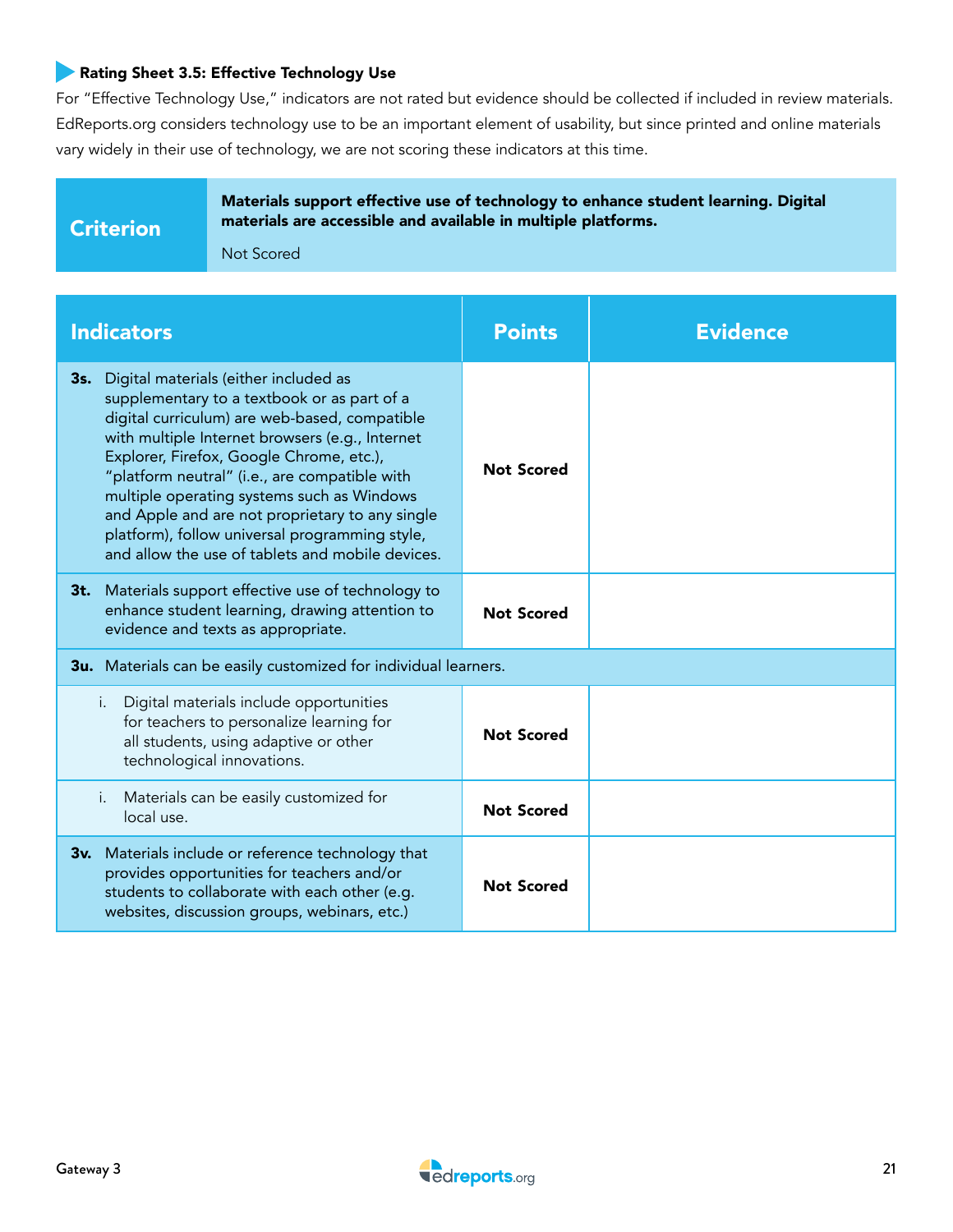### Rating Sheet 3.5: Effective Technology Use

For "Effective Technology Use," indicators are not rated but evidence should be collected if included in review materials. EdReports.org considers technology use to be an important element of usability, but since printed and online materials vary widely in their use of technology, we are not scoring these indicators at this time.

| Criterion | **Materials support effective use of technology to enhance student learning. Digital materials are accessible and available in multiple platforms.** Not Scored |
|---|---|

| Indicators | Points | Evidence |
|---|---|---|
| **3s.** Digital materials (either included as supplementary to a textbook or as part of a digital curriculum) are web-based, compatible with multiple Internet browsers (e.g., Internet Explorer, Firefox, Google Chrome, etc.), "platform neutral" (i.e., are compatible with multiple operating systems such as Windows and Apple and are not proprietary to any single platform), follow universal programming style, and allow the use of tablets and mobile devices. | **Not Scored** | |
| **3t.** Materials support effective use of technology to enhance student learning, drawing attention to evidence and texts as appropriate. | **Not Scored** | |
| **3u.** Materials can be easily customized for individual learners. | | |
| i. Digital materials include opportunities for teachers to personalize learning for all students, using adaptive or other technological innovations. | **Not Scored** | |
| i. Materials can be easily customized for local use. | **Not Scored** | |
| **3v.** Materials include or reference technology that provides opportunities for teachers and/or students to collaborate with each other (e.g. websites, discussion groups, webinars, etc.) | **Not Scored** | |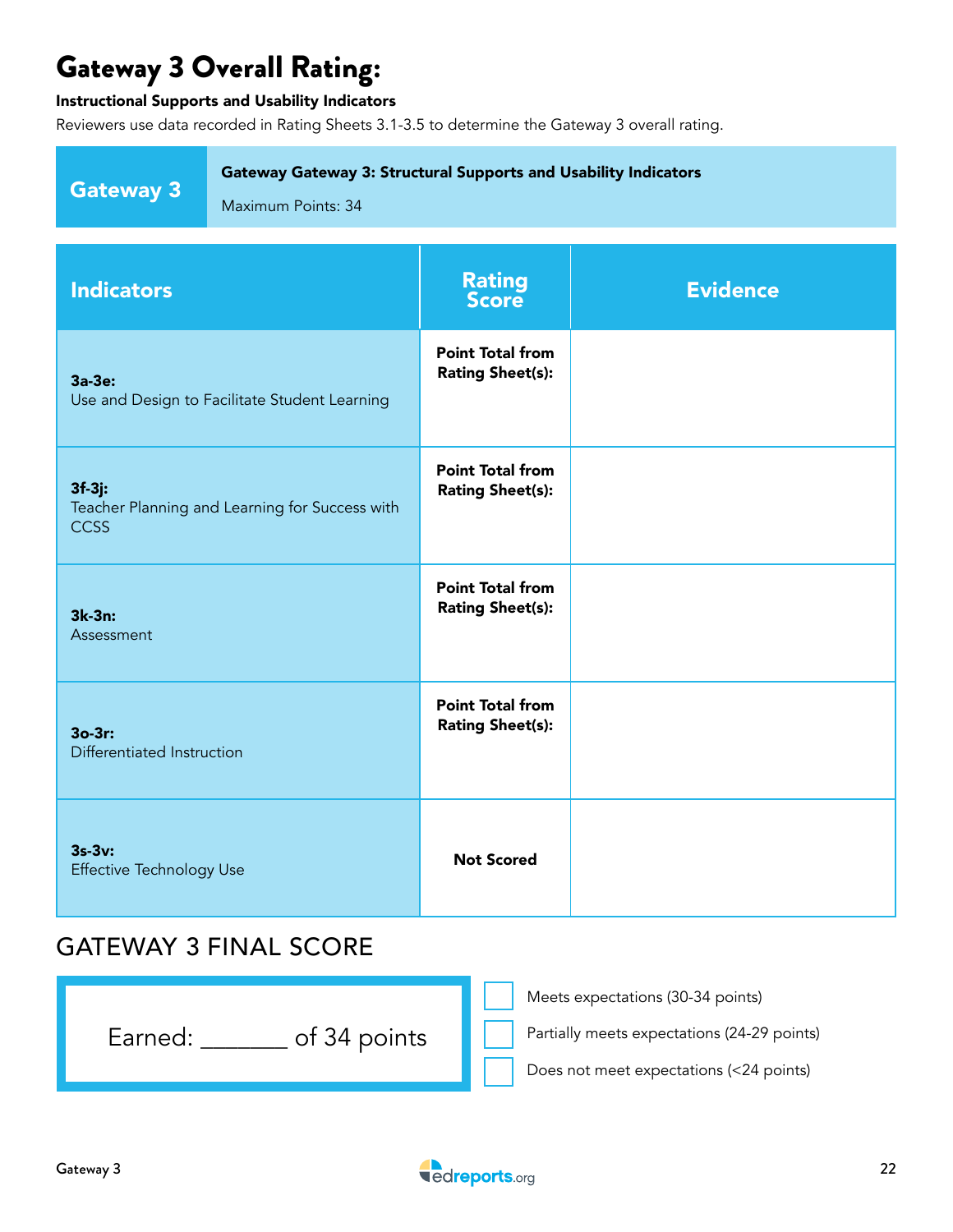# Gateway 3 Overall Rating:

**Instructional Supports and Usability Indicators**

Reviewers use data recorded in Rating Sheets 3.1-3.5 to determine the Gateway 3 overall rating.

| Gateway 3 | **Gateway Gateway 3: Structural Supports and Usability Indicators**<br>Maximum Points: 34 |
|---|---|

| Indicators | Rating Score | Evidence |
|---|---|---|
| **3a-3e:**<br>Use and Design to Facilitate Student Learning | **Point Total from Rating Sheet(s):** | |
| **3f-3j:**<br>Teacher Planning and Learning for Success with CCSS | **Point Total from Rating Sheet(s):** | |
| **3k-3n:**<br>Assessment | **Point Total from Rating Sheet(s):** | |
| **3o-3r:**<br>Differentiated Instruction | **Point Total from Rating Sheet(s):** | |
| **3s-3v:**<br>Effective Technology Use | **Not Scored** | |

## GATEWAY 3 FINAL SCORE

Earned: _______ of 34 points

- ☐ Meets expectations (30-34 points)
- ☐ Partially meets expectations (24-29 points)
- ☐ Does not meet expectations (<24 points)